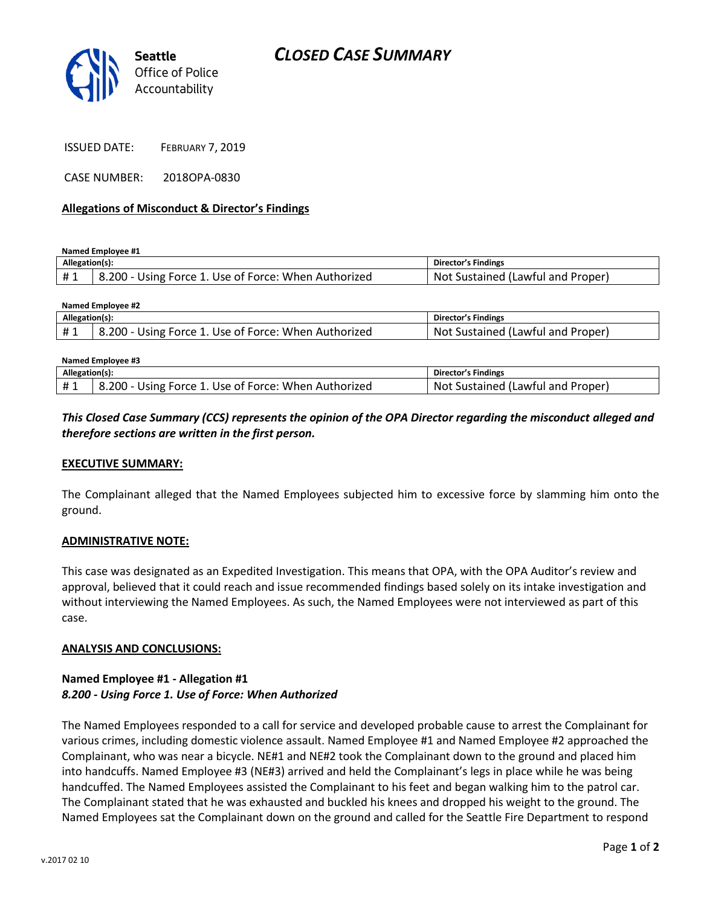Seattle Office of Police Accountability

# CLOSED CASE SUMMARY

ISSUED DATE: FEBRUARY 7, 2019

CASE NUMBER: 2018OPA-0830

### Allegations of Misconduct & Director's Findings

**Named Employee #1**

| Allegation(s): | | Director's Findings |
|---|---|---|
| # 1 | 8.200 - Using Force 1. Use of Force: When Authorized | Not Sustained (Lawful and Proper) |

**Named Employee #2**

| Allegation(s): | | Director's Findings |
|---|---|---|
| # 1 | 8.200 - Using Force 1. Use of Force: When Authorized | Not Sustained (Lawful and Proper) |

**Named Employee #3**

| Allegation(s): | | Director's Findings |
|---|---|---|
| # 1 | 8.200 - Using Force 1. Use of Force: When Authorized | Not Sustained (Lawful and Proper) |

***This Closed Case Summary (CCS) represents the opinion of the OPA Director regarding the misconduct alleged and therefore sections are written in the first person.***

### EXECUTIVE SUMMARY:

The Complainant alleged that the Named Employees subjected him to excessive force by slamming him onto the ground.

### ADMINISTRATIVE NOTE:

This case was designated as an Expedited Investigation. This means that OPA, with the OPA Auditor's review and approval, believed that it could reach and issue recommended findings based solely on its intake investigation and without interviewing the Named Employees. As such, the Named Employees were not interviewed as part of this case.

### ANALYSIS AND CONCLUSIONS:

**Named Employee #1 - Allegation #1**
***8.200 - Using Force 1. Use of Force: When Authorized***

The Named Employees responded to a call for service and developed probable cause to arrest the Complainant for various crimes, including domestic violence assault. Named Employee #1 and Named Employee #2 approached the Complainant, who was near a bicycle. NE#1 and NE#2 took the Complainant down to the ground and placed him into handcuffs. Named Employee #3 (NE#3) arrived and held the Complainant's legs in place while he was being handcuffed. The Named Employees assisted the Complainant to his feet and began walking him to the patrol car. The Complainant stated that he was exhausted and buckled his knees and dropped his weight to the ground. The Named Employees sat the Complainant down on the ground and called for the Seattle Fire Department to respond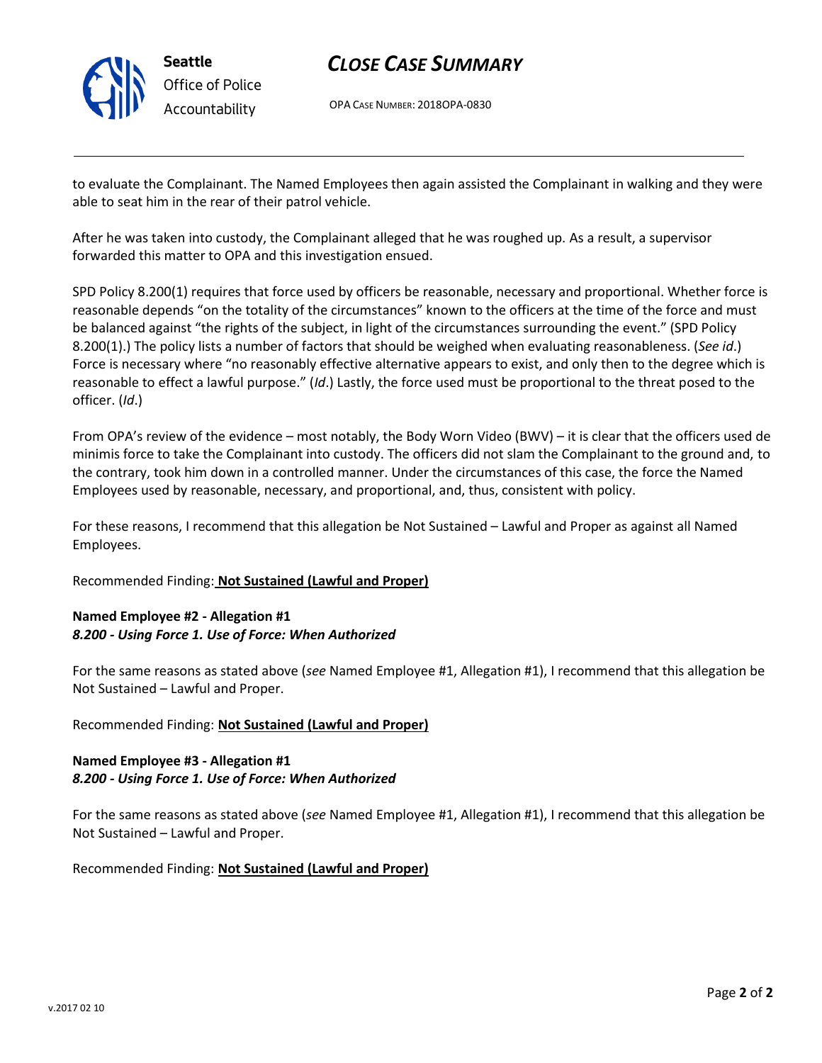to evaluate the Complainant. The Named Employees then again assisted the Complainant in walking and they were able to seat him in the rear of their patrol vehicle.

After he was taken into custody, the Complainant alleged that he was roughed up. As a result, a supervisor forwarded this matter to OPA and this investigation ensued.

SPD Policy 8.200(1) requires that force used by officers be reasonable, necessary and proportional. Whether force is reasonable depends "on the totality of the circumstances" known to the officers at the time of the force and must be balanced against "the rights of the subject, in light of the circumstances surrounding the event." (SPD Policy 8.200(1).) The policy lists a number of factors that should be weighed when evaluating reasonableness. (*See id*.) Force is necessary where "no reasonably effective alternative appears to exist, and only then to the degree which is reasonable to effect a lawful purpose." (*Id*.) Lastly, the force used must be proportional to the threat posed to the officer. (*Id*.)

From OPA's review of the evidence – most notably, the Body Worn Video (BWV) – it is clear that the officers used de minimis force to take the Complainant into custody. The officers did not slam the Complainant to the ground and, to the contrary, took him down in a controlled manner. Under the circumstances of this case, the force the Named Employees used by reasonable, necessary, and proportional, and, thus, consistent with policy.

For these reasons, I recommend that this allegation be Not Sustained – Lawful and Proper as against all Named Employees.

Recommended Finding: **Not Sustained (Lawful and Proper)**

**Named Employee #2 - Allegation #1**
***8.200 - Using Force 1. Use of Force: When Authorized***

For the same reasons as stated above (*see* Named Employee #1, Allegation #1), I recommend that this allegation be Not Sustained – Lawful and Proper.

Recommended Finding: **Not Sustained (Lawful and Proper)**

**Named Employee #3 - Allegation #1**
***8.200 - Using Force 1. Use of Force: When Authorized***

For the same reasons as stated above (*see* Named Employee #1, Allegation #1), I recommend that this allegation be Not Sustained – Lawful and Proper.

Recommended Finding: **Not Sustained (Lawful and Proper)**